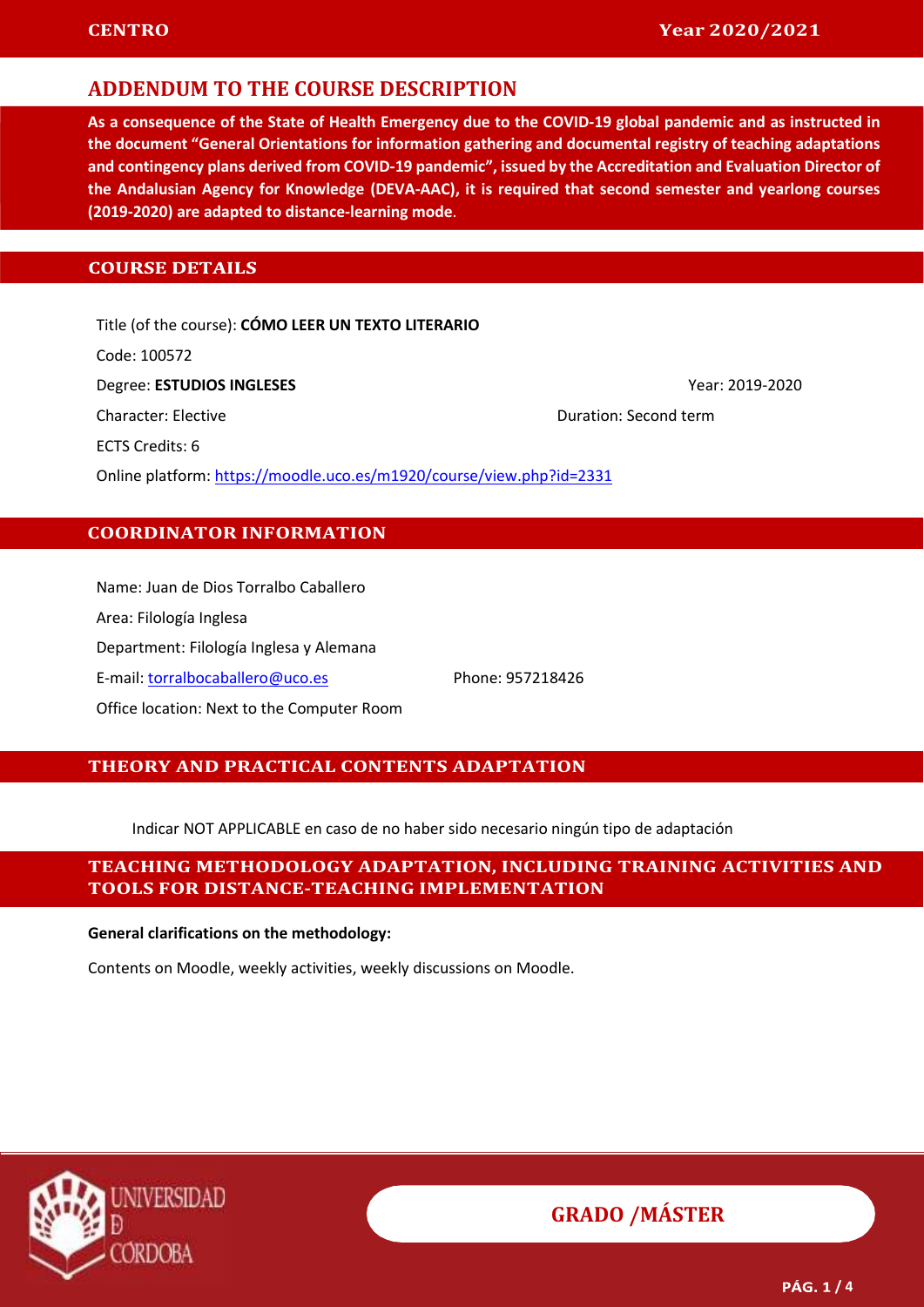# ADDENDUM TO THE COURSE DESCRIPTION

**As a consequence of the State of Health Emergency due to the COVID-19 global pandemic and as instructed in the document "General Orientations for information gathering and documental registry of teaching adaptations and contingency plans derived from COVID-19 pandemic", issued by the Accreditation and Evaluation Director of the Andalusian Agency for Knowledge (DEVA-AAC), it is required that second semester and yearlong courses (2019-2020) are adapted to distance-learning mode**.

## COURSE DETAILS

Title (of the course): **CÓMO LEER UN TEXTO LITERARIO**

Code: 100572

Degree: **ESTUDIOS INGLESES**

Year: 2019-2020

Character: Elective

Duration: Second term

ECTS Credits: 6

Online platform: https://moodle.uco.es/m1920/course/view.php?id=2331

## COORDINATOR INFORMATION

Name: Juan de Dios Torralbo Caballero

Area: Filología Inglesa

Department: Filología Inglesa y Alemana

E-mail: torralbocaballero@uco.es

Phone: 957218426

Office location: Next to the Computer Room

## THEORY AND PRACTICAL CONTENTS ADAPTATION

Indicar NOT APPLICABLE en caso de no haber sido necesario ningún tipo de adaptación

## TEACHING METHODOLOGY ADAPTATION, INCLUDING TRAINING ACTIVITIES AND TOOLS FOR DISTANCE-TEACHING IMPLEMENTATION

**General clarifications on the methodology:**

Contents on Moodle, weekly activities, weekly discussions on Moodle.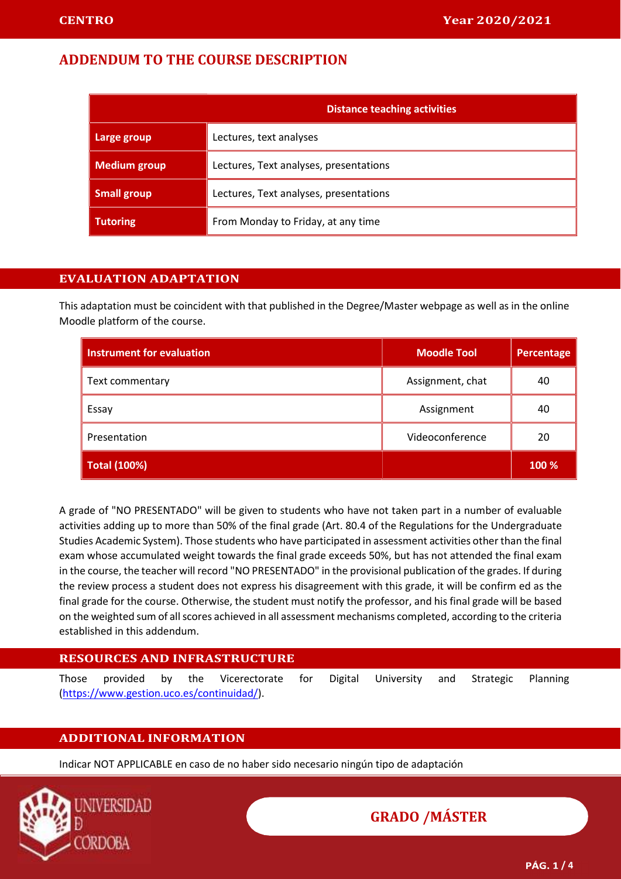# ADDENDUM TO THE COURSE DESCRIPTION

| | Distance teaching activities |
|---|---|
| **Large group** | Lectures, text analyses |
| **Medium group** | Lectures, Text analyses, presentations |
| **Small group** | Lectures, Text analyses, presentations |
| **Tutoring** | From Monday to Friday, at any time |

## EVALUATION ADAPTATION

This adaptation must be coincident with that published in the Degree/Master webpage as well as in the online Moodle platform of the course.

| Instrument for evaluation | Moodle Tool | Percentage |
|---|---|---|
| Text commentary | Assignment, chat | 40 |
| Essay | Assignment | 40 |
| Presentation | Videoconference | 20 |
| **Total (100%)** | | **100 %** |

A grade of "NO PRESENTADO" will be given to students who have not taken part in a number of evaluable activities adding up to more than 50% of the final grade (Art. 80.4 of the Regulations for the Undergraduate Studies Academic System). Those students who have participated in assessment activities other than the final exam whose accumulated weight towards the final grade exceeds 50%, but has not attended the final exam in the course, the teacher will record "NO PRESENTADO" in the provisional publication of the grades. If during the review process a student does not express his disagreement with this grade, it will be confirm ed as the final grade for the course. Otherwise, the student must notify the professor, and his final grade will be based on the weighted sum of all scores achieved in all assessment mechanisms completed, according to the criteria established in this addendum.

## RESOURCES AND INFRASTRUCTURE

Those provided by the Vicerectorate for Digital University and Strategic Planning (https://www.gestion.uco.es/continuidad/).

## ADDITIONAL INFORMATION

Indicar NOT APPLICABLE en caso de no haber sido necesario ningún tipo de adaptación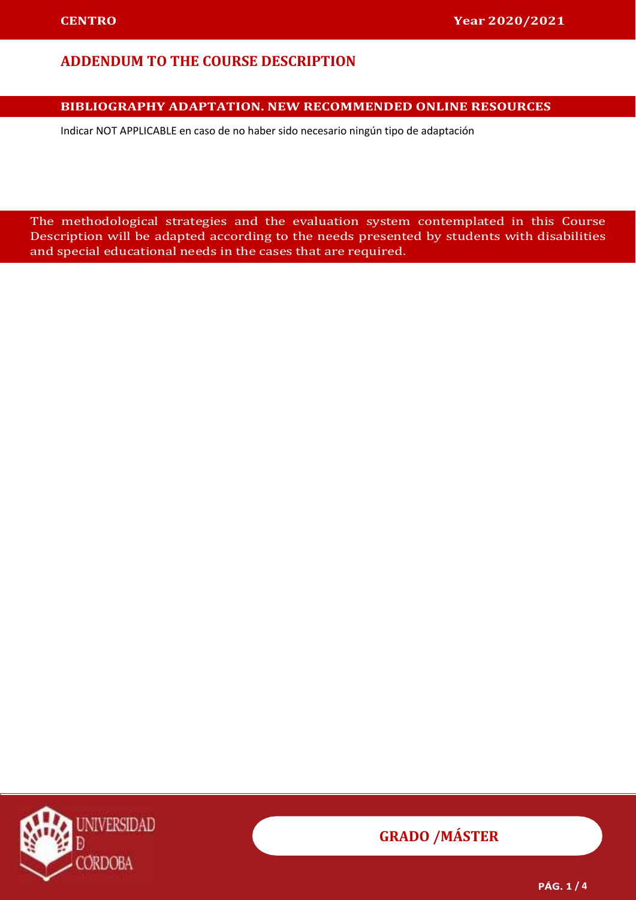# ADDENDUM TO THE COURSE DESCRIPTION

## BIBLIOGRAPHY ADAPTATION. NEW RECOMMENDED ONLINE RESOURCES

Indicar NOT APPLICABLE en caso de no haber sido necesario ningún tipo de adaptación

The methodological strategies and the evaluation system contemplated in this Course Description will be adapted according to the needs presented by students with disabilities and special educational needs in the cases that are required.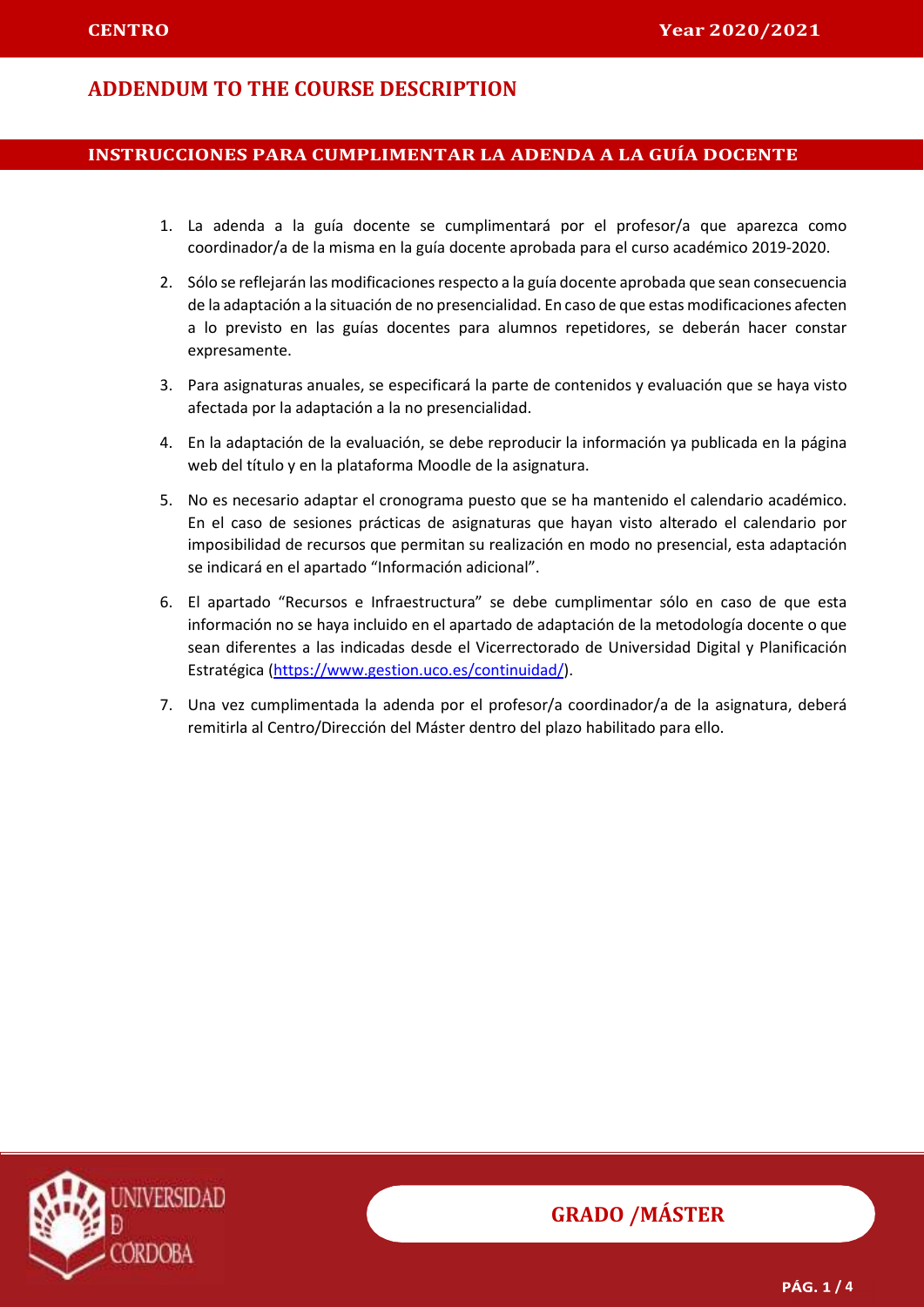# ADDENDUM TO THE COURSE DESCRIPTION

## INSTRUCCIONES PARA CUMPLIMENTAR LA ADENDA A LA GUÍA DOCENTE

1. La adenda a la guía docente se cumplimentará por el profesor/a que aparezca como coordinador/a de la misma en la guía docente aprobada para el curso académico 2019-2020.
2. Sólo se reflejarán las modificaciones respecto a la guía docente aprobada que sean consecuencia de la adaptación a la situación de no presencialidad. En caso de que estas modificaciones afecten a lo previsto en las guías docentes para alumnos repetidores, se deberán hacer constar expresamente.
3. Para asignaturas anuales, se especificará la parte de contenidos y evaluación que se haya visto afectada por la adaptación a la no presencialidad.
4. En la adaptación de la evaluación, se debe reproducir la información ya publicada en la página web del título y en la plataforma Moodle de la asignatura.
5. No es necesario adaptar el cronograma puesto que se ha mantenido el calendario académico. En el caso de sesiones prácticas de asignaturas que hayan visto alterado el calendario por imposibilidad de recursos que permitan su realización en modo no presencial, esta adaptación se indicará en el apartado "Información adicional".
6. El apartado "Recursos e Infraestructura" se debe cumplimentar sólo en caso de que esta información no se haya incluido en el apartado de adaptación de la metodología docente o que sean diferentes a las indicadas desde el Vicerrectorado de Universidad Digital y Planificación Estratégica (https://www.gestion.uco.es/continuidad/).
7. Una vez cumplimentada la adenda por el profesor/a coordinador/a de la asignatura, deberá remitirla al Centro/Dirección del Máster dentro del plazo habilitado para ello.